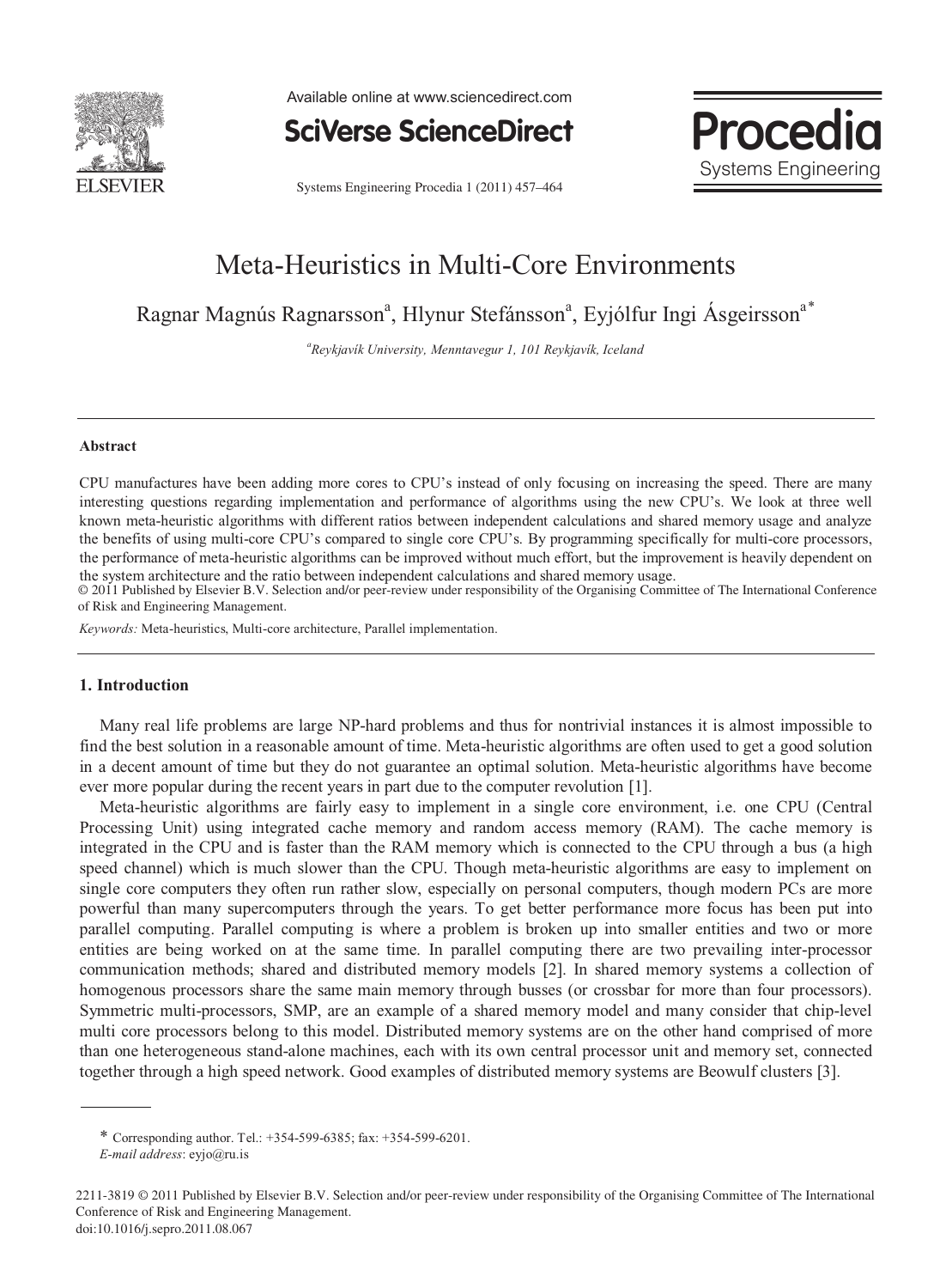# Meta-Heuristics in Multi-Core Environments

Ragnar Magnús Ragnarsson[a], Hlynur Stefánsson[a], Eyjólfur Ingi Ásgeirsson[a*]

[a] *Reykjavík University, Menntavegur 1, 101 Reykjavík, Iceland*

---

### Abstract

CPU manufactures have been adding more cores to CPU's instead of only focusing on increasing the speed. There are many interesting questions regarding implementation and performance of algorithms using the new CPU's. We look at three well known meta-heuristic algorithms with different ratios between independent calculations and shared memory usage and analyze the benefits of using multi-core CPU's compared to single core CPU's. By programming specifically for multi-core processors, the performance of meta-heuristic algorithms can be improved without much effort, but the improvement is heavily dependent on the system architecture and the ratio between independent calculations and shared memory usage.

© 2011 Published by Elsevier B.V. Selection and/or peer-review under responsibility of the Organising Committee of The International Conference of Risk and Engineering Management.

*Keywords:* Meta-heuristics, Multi-core architecture, Parallel implementation.

---

## 1. Introduction

Many real life problems are large NP-hard problems and thus for nontrivial instances it is almost impossible to find the best solution in a reasonable amount of time. Meta-heuristic algorithms are often used to get a good solution in a decent amount of time but they do not guarantee an optimal solution. Meta-heuristic algorithms have become ever more popular during the recent years in part due to the computer revolution [1].

Meta-heuristic algorithms are fairly easy to implement in a single core environment, i.e. one CPU (Central Processing Unit) using integrated cache memory and random access memory (RAM). The cache memory is integrated in the CPU and is faster than the RAM memory which is connected to the CPU through a bus (a high speed channel) which is much slower than the CPU. Though meta-heuristic algorithms are easy to implement on single core computers they often run rather slow, especially on personal computers, though modern PCs are more powerful than many supercomputers through the years. To get better performance more focus has been put into parallel computing. Parallel computing is where a problem is broken up into smaller entities and two or more entities are being worked on at the same time. In parallel computing there are two prevailing inter-processor communication methods; shared and distributed memory models [2]. In shared memory systems a collection of homogenous processors share the same main memory through busses (or crossbar for more than four processors). Symmetric multi-processors, SMP, are an example of a shared memory model and many consider that chip-level multi core processors belong to this model. Distributed memory systems are on the other hand comprised of more than one heterogeneous stand-alone machines, each with its own central processor unit and memory set, connected together through a high speed network. Good examples of distributed memory systems are Beowulf clusters [3].

---

\* Corresponding author. Tel.: +354-599-6385; fax: +354-599-6201.
*E-mail address*: eyjo@ru.is

2211-3819 © 2011 Published by Elsevier B.V. Selection and/or peer-review under responsibility of the Organising Committee of The International Conference of Risk and Engineering Management.
doi:10.1016/j.sepro.2011.08.067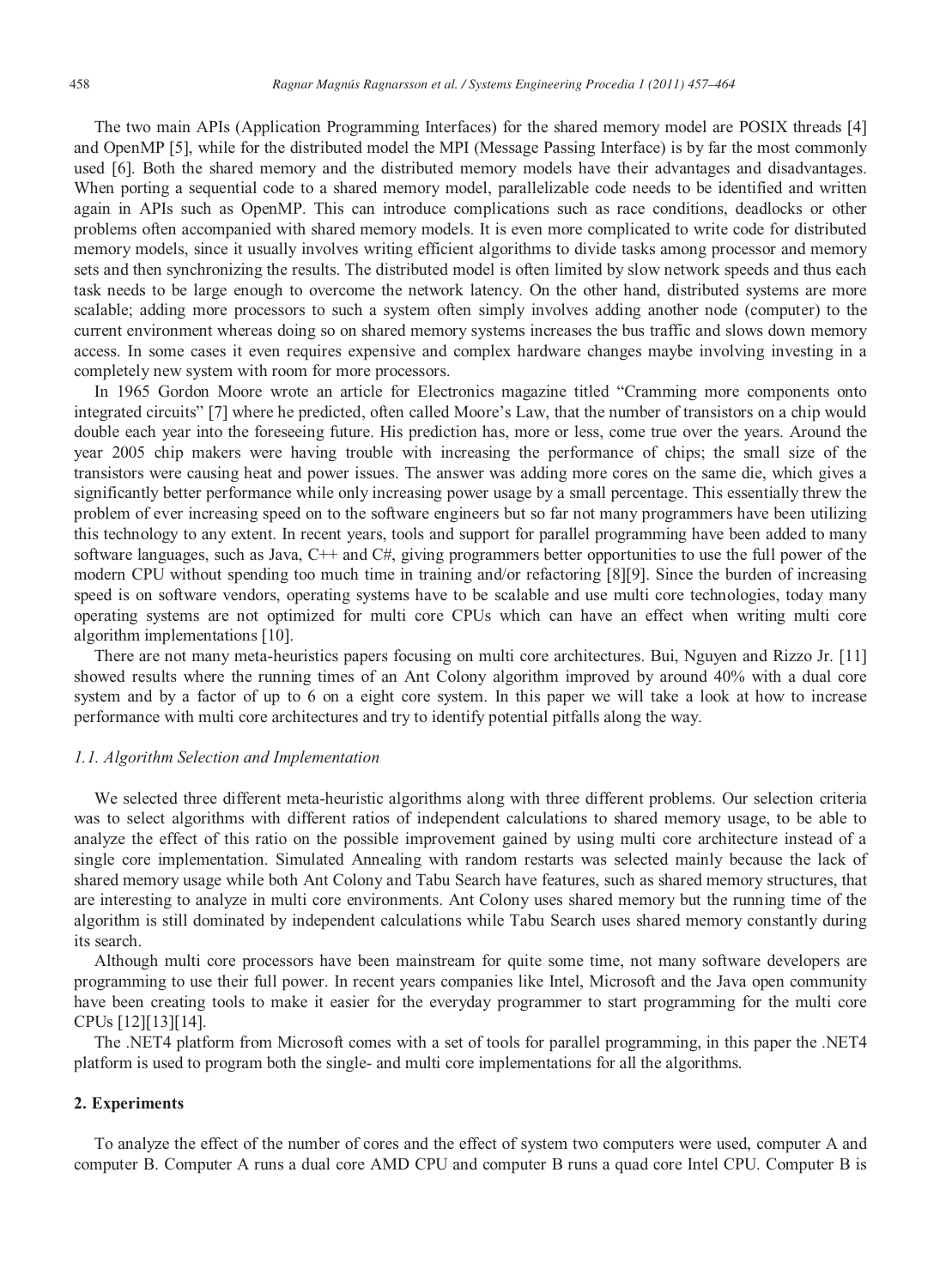The two main APIs (Application Programming Interfaces) for the shared memory model are POSIX threads [4] and OpenMP [5], while for the distributed model the MPI (Message Passing Interface) is by far the most commonly used [6]. Both the shared memory and the distributed memory models have their advantages and disadvantages. When porting a sequential code to a shared memory model, parallelizable code needs to be identified and written again in APIs such as OpenMP. This can introduce complications such as race conditions, deadlocks or other problems often accompanied with shared memory models. It is even more complicated to write code for distributed memory models, since it usually involves writing efficient algorithms to divide tasks among processor and memory sets and then synchronizing the results. The distributed model is often limited by slow network speeds and thus each task needs to be large enough to overcome the network latency. On the other hand, distributed systems are more scalable; adding more processors to such a system often simply involves adding another node (computer) to the current environment whereas doing so on shared memory systems increases the bus traffic and slows down memory access. In some cases it even requires expensive and complex hardware changes maybe involving investing in a completely new system with room for more processors.

In 1965 Gordon Moore wrote an article for Electronics magazine titled "Cramming more components onto integrated circuits" [7] where he predicted, often called Moore's Law, that the number of transistors on a chip would double each year into the foreseeing future. His prediction has, more or less, come true over the years. Around the year 2005 chip makers were having trouble with increasing the performance of chips; the small size of the transistors were causing heat and power issues. The answer was adding more cores on the same die, which gives a significantly better performance while only increasing power usage by a small percentage. This essentially threw the problem of ever increasing speed on to the software engineers but so far not many programmers have been utilizing this technology to any extent. In recent years, tools and support for parallel programming have been added to many software languages, such as Java, C++ and C#, giving programmers better opportunities to use the full power of the modern CPU without spending too much time in training and/or refactoring [8][9]. Since the burden of increasing speed is on software vendors, operating systems have to be scalable and use multi core technologies, today many operating systems are not optimized for multi core CPUs which can have an effect when writing multi core algorithm implementations [10].

There are not many meta-heuristics papers focusing on multi core architectures. Bui, Nguyen and Rizzo Jr. [11] showed results where the running times of an Ant Colony algorithm improved by around 40% with a dual core system and by a factor of up to 6 on a eight core system. In this paper we will take a look at how to increase performance with multi core architectures and try to identify potential pitfalls along the way.

### *1.1. Algorithm Selection and Implementation*

We selected three different meta-heuristic algorithms along with three different problems. Our selection criteria was to select algorithms with different ratios of independent calculations to shared memory usage, to be able to analyze the effect of this ratio on the possible improvement gained by using multi core architecture instead of a single core implementation. Simulated Annealing with random restarts was selected mainly because the lack of shared memory usage while both Ant Colony and Tabu Search have features, such as shared memory structures, that are interesting to analyze in multi core environments. Ant Colony uses shared memory but the running time of the algorithm is still dominated by independent calculations while Tabu Search uses shared memory constantly during its search.

Although multi core processors have been mainstream for quite some time, not many software developers are programming to use their full power. In recent years companies like Intel, Microsoft and the Java open community have been creating tools to make it easier for the everyday programmer to start programming for the multi core CPUs [12][13][14].

The .NET4 platform from Microsoft comes with a set of tools for parallel programming, in this paper the .NET4 platform is used to program both the single- and multi core implementations for all the algorithms.

## 2. Experiments

To analyze the effect of the number of cores and the effect of system two computers were used, computer A and computer B. Computer A runs a dual core AMD CPU and computer B runs a quad core Intel CPU. Computer B is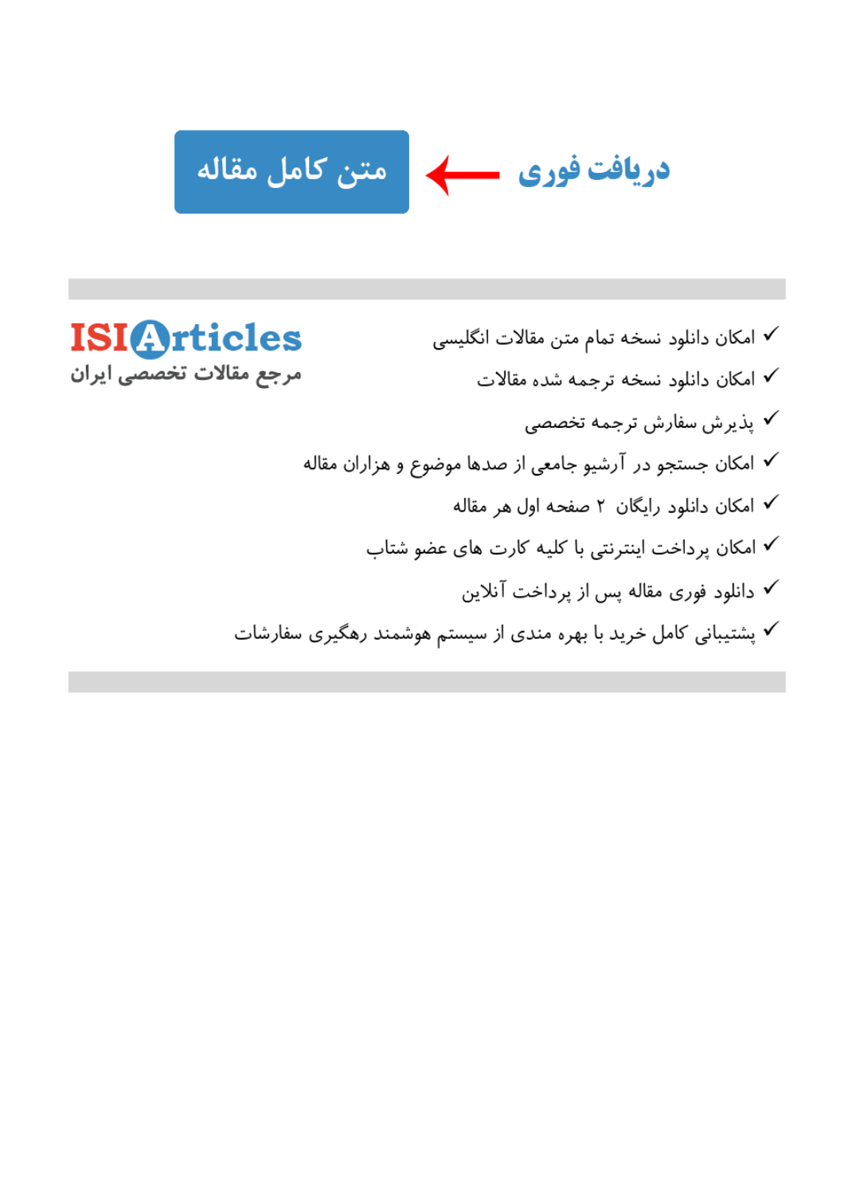دریافت فوری ← **متن کامل مقاله**

**ISIArticles**
مرجع مقالات تخصصی ایران

- ✓ امکان دانلود نسخه تمام متن مقالات انگلیسی
- ✓ امکان دانلود نسخه ترجمه شده مقالات
- ✓ پذیرش سفارش ترجمه تخصصی
- ✓ امکان جستجو در آرشیو جامعی از صدها موضوع و هزاران مقاله
- ✓ امکان دانلود رایگان ۲ صفحه اول هر مقاله
- ✓ امکان پرداخت اینترنتی با کلیه کارت های عضو شتاب
- ✓ دانلود فوری مقاله پس از پرداخت آنلاین
- ✓ پشتیبانی کامل خرید با بهره مندی از سیستم هوشمند رهگیری سفارشات